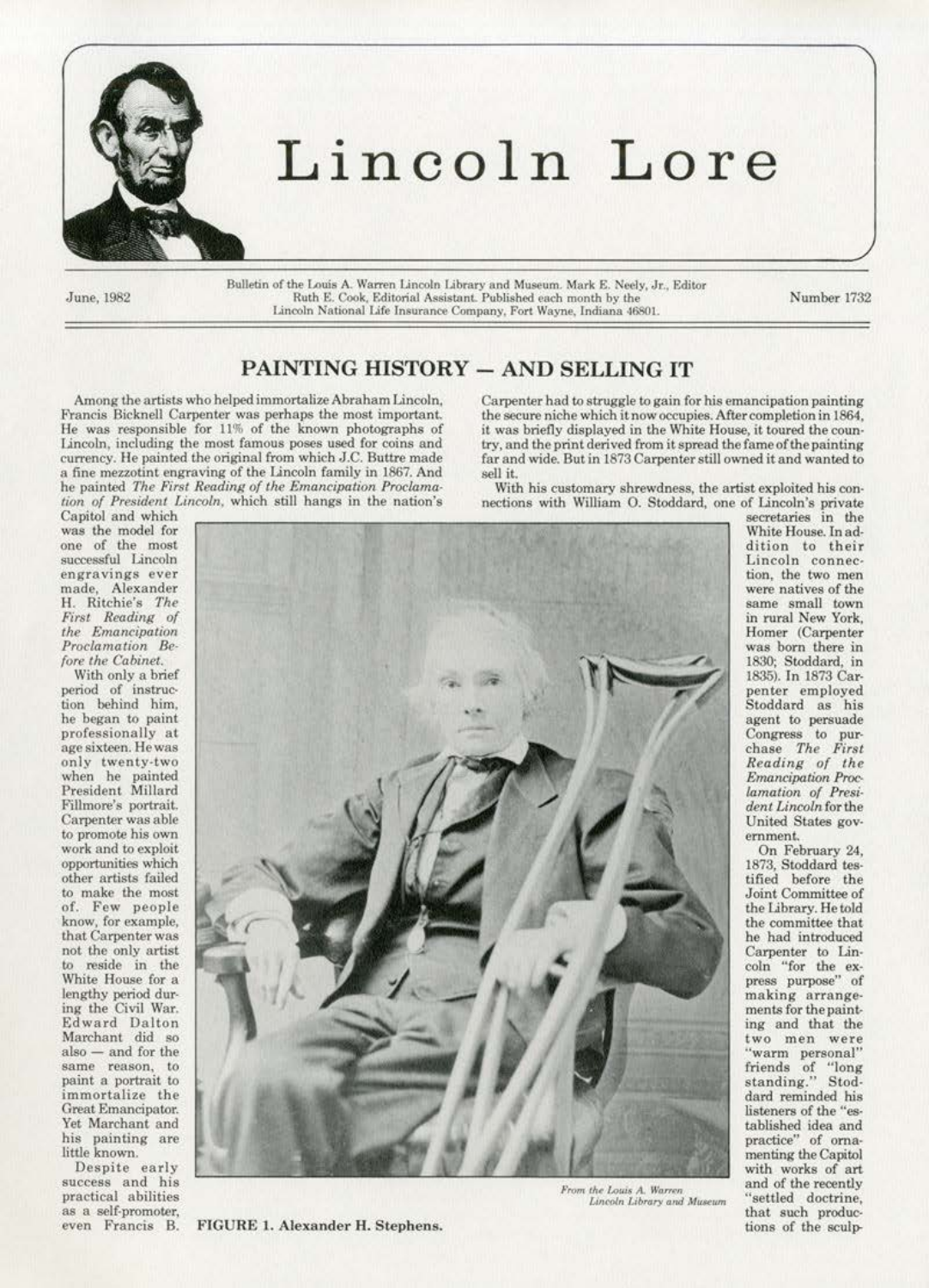# Lincoln Lore

June, 1982

Bulletin of the Louis A. Warren Lincoln Library and Museum. Mark E. Neely, Jr., Editor
Ruth E. Cook, Editorial Assistant. Published each month by the
Lincoln National Life Insurance Company, Fort Wayne, Indiana 46801.

Number 1732

## PAINTING HISTORY — AND SELLING IT

Among the artists who helped immortalize Abraham Lincoln, Francis Bicknell Carpenter was perhaps the most important. He was responsible for 11% of the known photographs of Lincoln, including the most famous poses used for coins and currency. He painted the original from which J.C. Buttre made a fine mezzotint engraving of the Lincoln family in 1867. And he painted *The First Reading of the Emancipation Proclamation of President Lincoln*, which still hangs in the nation's Capitol and which was the model for one of the most successful Lincoln engravings ever made, Alexander H. Ritchie's *The First Reading of the Emancipation Proclamation Before the Cabinet*.

With only a brief period of instruction behind him, he began to paint professionally at age sixteen. He was only twenty-two when he painted President Millard Fillmore's portrait. Carpenter was able to promote his own work and to exploit opportunities which other artists failed to make the most of. Few people know, for example, that Carpenter was not the only artist to reside in the White House for a lengthy period during the Civil War. Edward Dalton Marchant did so also — and for the same reason, to paint a portrait to immortalize the Great Emancipator. Yet Marchant and his painting are little known.

Despite early success and his practical abilities as a self-promoter, even Francis B. Carpenter had to struggle to gain for his emancipation painting the secure niche which it now occupies. After completion in 1864, it was briefly displayed in the White House, it toured the country, and the print derived from it spread the fame of the painting far and wide. But in 1873 Carpenter still owned it and wanted to sell it.

With his customary shrewdness, the artist exploited his connections with William O. Stoddard, one of Lincoln's private secretaries in the White House. In addition to their Lincoln connection, the two men were natives of the same small town in rural New York, Homer (Carpenter was born there in 1830; Stoddard, in 1835). In 1873 Carpenter employed Stoddard as his agent to persuade Congress to purchase *The First Reading of the Emancipation Proclamation of President Lincoln* for the United States government.

On February 24, 1873, Stoddard testified before the Joint Committee of the Library. He told the committee that he had introduced Carpenter to Lincoln "for the express purpose" of making arrangements for the painting and that the two men were "warm personal" friends of "long standing." Stoddard reminded his listeners of the "established idea and practice" of ornamenting the Capitol with works of art and of the recently "settled doctrine, that such productions of the sculp-

*From the Louis A. Warren Lincoln Library and Museum*

FIGURE 1. Alexander H. Stephens.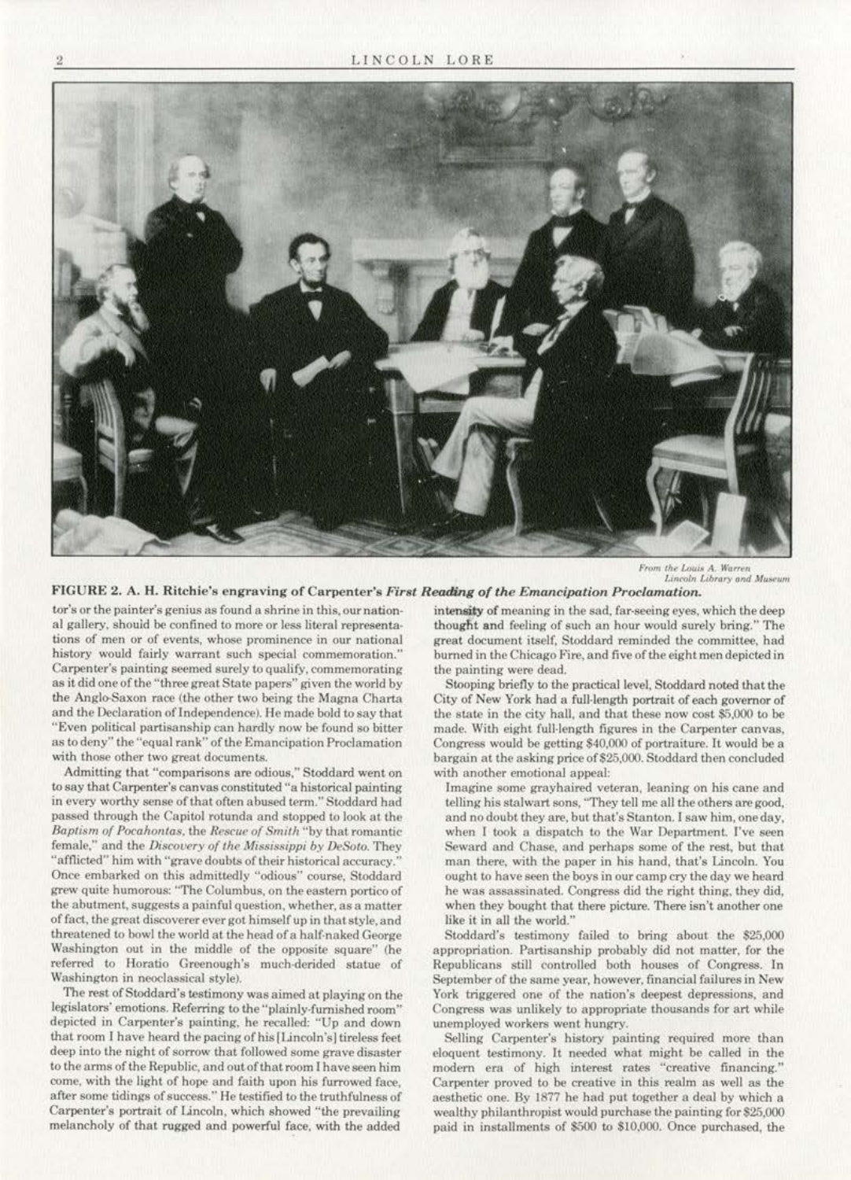From the Louis A. Warren Lincoln Library and Museum

**FIGURE 2. A. H. Ritchie's engraving of Carpenter's *First Reading of the Emancipation Proclamation*.**

tor's or the painter's genius as found a shrine in this, our national gallery, should be confined to more or less literal representations of men or of events, whose prominence in our national history would fairly warrant such special commemoration." Carpenter's painting seemed surely to qualify, commemorating as it did one of the "three great State papers" given the world by the Anglo-Saxon race (the other two being the Magna Charta and the Declaration of Independence). He made bold to say that "Even political partisanship can hardly now be found so bitter as to deny" the "equal rank" of the Emancipation Proclamation with those other two great documents.

Admitting that "comparisons are odious," Stoddard went on to say that Carpenter's canvas constituted "a historical painting in every worthy sense of that often abused term." Stoddard had passed through the Capitol rotunda and stopped to look at the *Baptism of Pocahontas*, the *Rescue of Smith* "by that romantic female," and the *Discovery of the Mississippi by DeSoto*. They "afflicted" him with "grave doubts of their historical accuracy." Once embarked on this admittedly "odious" course, Stoddard grew quite humorous: "The Columbus, on the eastern portico of the abutment, suggests a painful question, whether, as a matter of fact, the great discoverer ever got himself up in that style, and threatened to bowl the world at the head of a half-naked George Washington out in the middle of the opposite square" (he referred to Horatio Greenough's much-derided statue of Washington in neoclassical style).

The rest of Stoddard's testimony was aimed at playing on the legislators' emotions. Referring to the "plainly-furnished room" depicted in Carpenter's painting, he recalled: "Up and down that room I have heard the pacing of his [Lincoln's] tireless feet deep into the night of sorrow that followed some grave disaster to the arms of the Republic, and out of that room I have seen him come, with the light of hope and faith upon his furrowed face, after some tidings of success." He testified to the truthfulness of Carpenter's portrait of Lincoln, which showed "the prevailing melancholy of that rugged and powerful face, with the added intensity of meaning in the sad, far-seeing eyes, which the deep thought and feeling of such an hour would surely bring." The great document itself, Stoddard reminded the committee, had burned in the Chicago Fire, and five of the eight men depicted in the painting were dead.

Stooping briefly to the practical level, Stoddard noted that the City of New York had a full-length portrait of each governor of the state in the city hall, and that these now cost $5,000 to be made. With eight full-length figures in the Carpenter canvas, Congress would be getting $40,000 of portraiture. It would be a bargain at the asking price of $25,000. Stoddard then concluded with another emotional appeal:

> Imagine some grayhaired veteran, leaning on his cane and telling his stalwart sons, "They tell me all the others are good, and no doubt they are, but that's Stanton. I saw him, one day, when I took a dispatch to the War Department. I've seen Seward and Chase, and perhaps some of the rest, but that man there, with the paper in his hand, that's Lincoln. You ought to have seen the boys in our camp cry the day we heard he was assassinated. Congress did the right thing, they did, when they bought that there picture. There isn't another one like it in all the world."

Stoddard's testimony failed to bring about the $25,000 appropriation. Partisanship probably did not matter, for the Republicans still controlled both houses of Congress. In September of the same year, however, financial failures in New York triggered one of the nation's deepest depressions, and Congress was unlikely to appropriate thousands for art while unemployed workers went hungry.

Selling Carpenter's history painting required more than eloquent testimony. It needed what might be called in the modern era of high interest rates "creative financing." Carpenter proved to be creative in this realm as well as the aesthetic one. By 1877 he had put together a deal by which a wealthy philanthropist would purchase the painting for $25,000 paid in installments of $500 to $10,000. Once purchased, the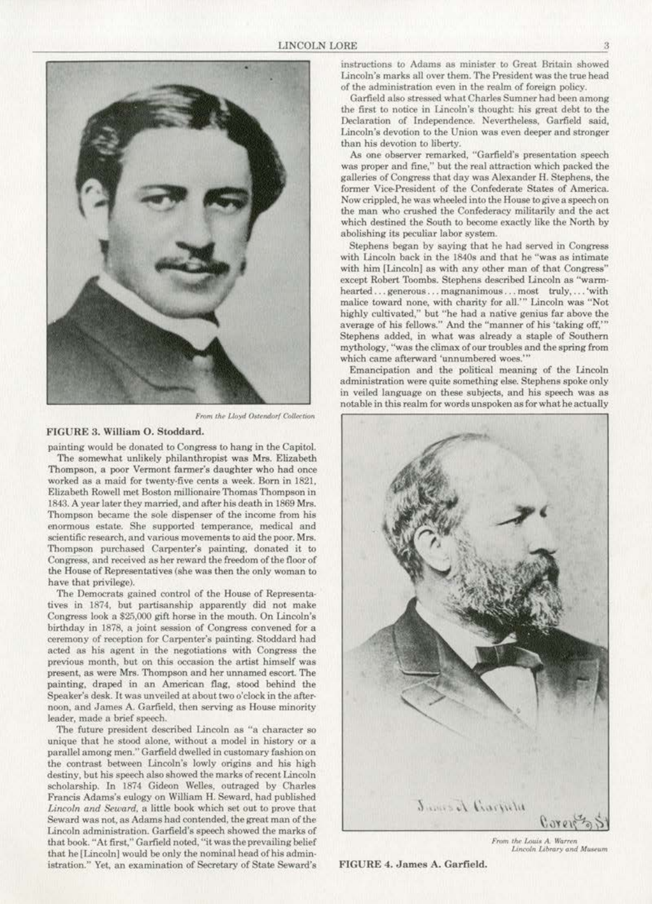From the Lloyd Ostendorf Collection

**FIGURE 3. William O. Stoddard.**

painting would be donated to Congress to hang in the Capitol.

The somewhat unlikely philanthropist was Mrs. Elizabeth Thompson, a poor Vermont farmer's daughter who had once worked as a maid for twenty-five cents a week. Born in 1821, Elizabeth Rowell met Boston millionaire Thomas Thompson in 1843. A year later they married, and after his death in 1869 Mrs. Thompson became the sole dispenser of the income from his enormous estate. She supported temperance, medical and scientific research, and various movements to aid the poor. Mrs. Thompson purchased Carpenter's painting, donated it to Congress, and received as her reward the freedom of the floor of the House of Representatives (she was then the only woman to have that privilege).

The Democrats gained control of the House of Representatives in 1874, but partisanship apparently did not make Congress look a $25,000 gift horse in the mouth. On Lincoln's birthday in 1878, a joint session of Congress convened for a ceremony of reception for Carpenter's painting. Stoddard had acted as his agent in the negotiations with Congress the previous month, but on this occasion the artist himself was present, as were Mrs. Thompson and her unnamed escort. The painting, draped in an American flag, stood behind the Speaker's desk. It was unveiled at about two o'clock in the afternoon, and James A. Garfield, then serving as House minority leader, made a brief speech.

The future president described Lincoln as "a character so unique that he stood alone, without a model in history or a parallel among men." Garfield dwelled in customary fashion on the contrast between Lincoln's lowly origins and his high destiny, but his speech also showed the marks of recent Lincoln scholarship. In 1874 Gideon Welles, outraged by Charles Francis Adams's eulogy on William H. Seward, had published *Lincoln and Seward*, a little book which set out to prove that Seward was not, as Adams had contended, the great man of the Lincoln administration. Garfield's speech showed the marks of that book. "At first," Garfield noted, "it was the prevailing belief that he [Lincoln] would be only the nominal head of his administration." Yet, an examination of Secretary of State Seward's instructions to Adams as minister to Great Britain showed Lincoln's marks all over them. The President was the true head of the administration even in the realm of foreign policy.

Garfield also stressed what Charles Sumner had been among the first to notice in Lincoln's thought: his great debt to the Declaration of Independence. Nevertheless, Garfield said, Lincoln's devotion to the Union was even deeper and stronger than his devotion to liberty.

As one observer remarked, "Garfield's presentation speech was proper and fine," but the real attraction which packed the galleries of Congress that day was Alexander H. Stephens, the former Vice-President of the Confederate States of America. Now crippled, he was wheeled into the House to give a speech on the man who crushed the Confederacy militarily and the act which destined the South to become exactly like the North by abolishing its peculiar labor system.

Stephens began by saying that he had served in Congress with Lincoln back in the 1840s and that he "was as intimate with him [Lincoln] as with any other man of that Congress" except Robert Toombs. Stephens described Lincoln as "warm-hearted . . . generous . . . magnanimous . . . most truly, . . . 'with malice toward none, with charity for all.'" Lincoln was "Not highly cultivated," but "he had a native genius far above the average of his fellows." And the "manner of his 'taking off,'" Stephens added, in what was already a staple of Southern mythology, "was the climax of our troubles and the spring from which came afterward 'unnumbered woes.'"

Emancipation and the political meaning of the Lincoln administration were quite something else. Stephens spoke only in veiled language on these subjects, and his speech was as notable in this realm for words unspoken as for what he actually

From the Louis A. Warren Lincoln Library and Museum

**FIGURE 4. James A. Garfield.**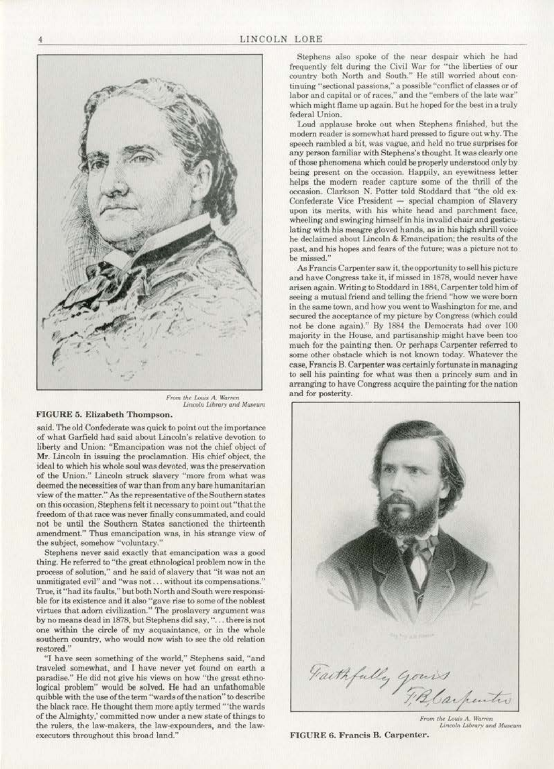From the Louis A. Warren Lincoln Library and Museum

**FIGURE 5. Elizabeth Thompson.**

said. The old Confederate was quick to point out the importance of what Garfield had said about Lincoln's relative devotion to liberty and Union: "Emancipation was not the chief object of Mr. Lincoln in issuing the proclamation. His chief object, the ideal to which his whole soul was devoted, was the preservation of the Union." Lincoln struck slavery "more from what was deemed the necessities of war than from any bare humanitarian view of the matter." As the representative of the Southern states on this occasion, Stephens felt it necessary to point out "that the freedom of that race was never finally consummated, and could not be until the Southern States sanctioned the thirteenth amendment." Thus emancipation was, in his strange view of the subject, somehow "voluntary."

Stephens never said exactly that emancipation was a good thing. He referred to "the great ethnological problem now in the process of solution," and he said of slavery that "it was not an unmitigated evil" and "was not . . . without its compensations." True, it "had its faults," but both North and South were responsible for its existence and it also "gave rise to some of the noblest virtues that adorn civilization." The proslavery argument was by no means dead in 1878, but Stephens did say, ". . . there is not one within the circle of my acquaintance, or in the whole southern country, who would now wish to see the old relation restored."

"I have seen something of the world," Stephens said, "and traveled somewhat, and I have never yet found on earth a paradise." He did not give his views on how "the great ethnological problem" would be solved. He had an unfathomable quibble with the use of the term "wards of the nation" to describe the black race. He thought them more aptly termed "'the wards of the Almighty,' committed now under a new state of things to the rulers, the law-makers, the law-expounders, and the law-executors throughout this broad land."

Stephens also spoke of the near despair which he had frequently felt during the Civil War for "the liberties of our country both North and South." He still worried about continuing "sectional passions," a possible "conflict of classes or of labor and capital or of races," and the "embers of the late war" which might flame up again. But he hoped for the best in a truly federal Union.

Loud applause broke out when Stephens finished, but the modern reader is somewhat hard pressed to figure out why. The speech rambled a bit, was vague, and held no true surprises for any person familiar with Stephens's thought. It was clearly one of those phenomena which could be properly understood only by being present on the occasion. Happily, an eyewitness letter helps the modern reader capture some of the thrill of the occasion. Clarkson N. Potter told Stoddard that "the old ex-Confederate Vice President — special champion of Slavery upon its merits, with his white head and parchment face, wheeling and swinging himself in his invalid chair and gesticulating with his meagre gloved hands, as in his high shrill voice he declaimed about Lincoln & Emancipation; the results of the past, and his hopes and fears of the future; was a picture not to be missed."

As Francis Carpenter saw it, the opportunity to sell his picture and have Congress take it, if missed in 1878, would never have arisen again. Writing to Stoddard in 1884, Carpenter told him of seeing a mutual friend and telling the friend "how we were born in the same town, and how you went to Washington for me, and secured the acceptance of my picture by Congress (which could not be done again)." By 1884 the Democrats had over 100 majority in the House, and partisanship might have been too much for the painting then. Or perhaps Carpenter referred to some other obstacle which is not known today. Whatever the case, Francis B. Carpenter was certainly fortunate in managing to sell his painting for what was then a princely sum and in arranging to have Congress acquire the painting for the nation and for posterity.

Faithfully yours
F. B. Carpenter

From the Louis A. Warren Lincoln Library and Museum

**FIGURE 6. Francis B. Carpenter.**